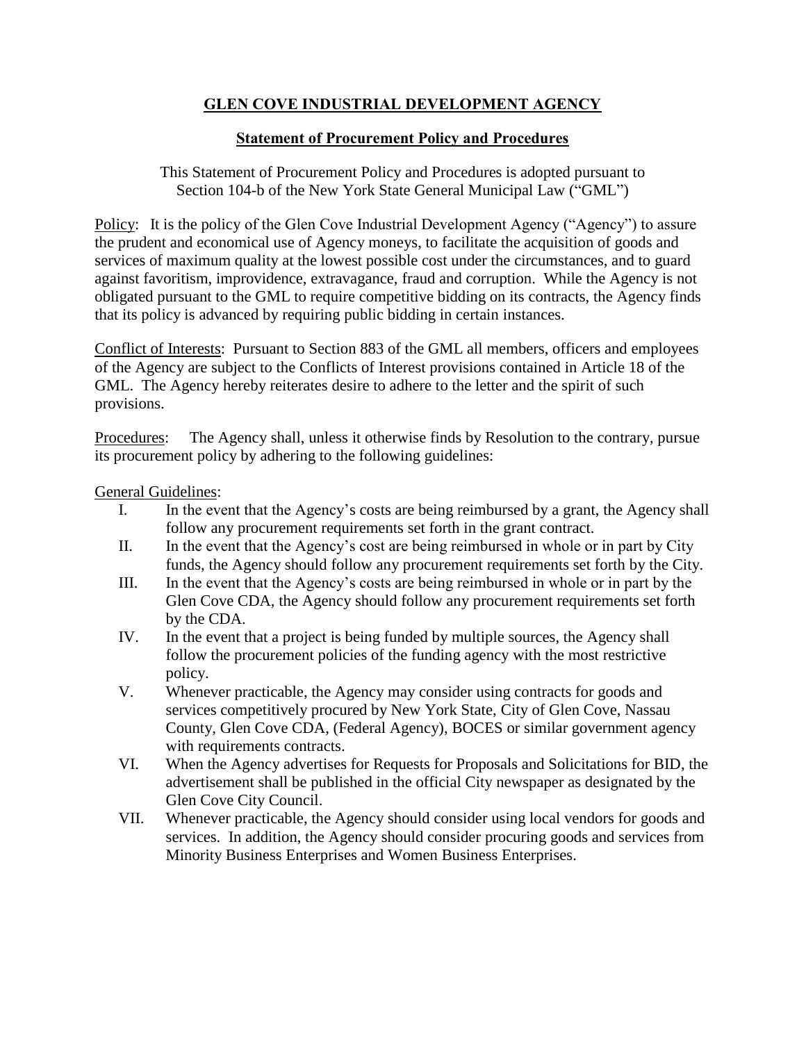# GLEN COVE INDUSTRIAL DEVELOPMENT AGENCY

## Statement of Procurement Policy and Procedures

This Statement of Procurement Policy and Procedures is adopted pursuant to Section 104-b of the New York State General Municipal Law ("GML")

Policy: It is the policy of the Glen Cove Industrial Development Agency ("Agency") to assure the prudent and economical use of Agency moneys, to facilitate the acquisition of goods and services of maximum quality at the lowest possible cost under the circumstances, and to guard against favoritism, improvidence, extravagance, fraud and corruption. While the Agency is not obligated pursuant to the GML to require competitive bidding on its contracts, the Agency finds that its policy is advanced by requiring public bidding in certain instances.

Conflict of Interests: Pursuant to Section 883 of the GML all members, officers and employees of the Agency are subject to the Conflicts of Interest provisions contained in Article 18 of the GML. The Agency hereby reiterates desire to adhere to the letter and the spirit of such provisions.

Procedures: The Agency shall, unless it otherwise finds by Resolution to the contrary, pursue its procurement policy by adhering to the following guidelines:

General Guidelines:

I. In the event that the Agency's costs are being reimbursed by a grant, the Agency shall follow any procurement requirements set forth in the grant contract.

II. In the event that the Agency's cost are being reimbursed in whole or in part by City funds, the Agency should follow any procurement requirements set forth by the City.

III. In the event that the Agency's costs are being reimbursed in whole or in part by the Glen Cove CDA, the Agency should follow any procurement requirements set forth by the CDA.

IV. In the event that a project is being funded by multiple sources, the Agency shall follow the procurement policies of the funding agency with the most restrictive policy.

V. Whenever practicable, the Agency may consider using contracts for goods and services competitively procured by New York State, City of Glen Cove, Nassau County, Glen Cove CDA, (Federal Agency), BOCES or similar government agency with requirements contracts.

VI. When the Agency advertises for Requests for Proposals and Solicitations for BID, the advertisement shall be published in the official City newspaper as designated by the Glen Cove City Council.

VII. Whenever practicable, the Agency should consider using local vendors for goods and services. In addition, the Agency should consider procuring goods and services from Minority Business Enterprises and Women Business Enterprises.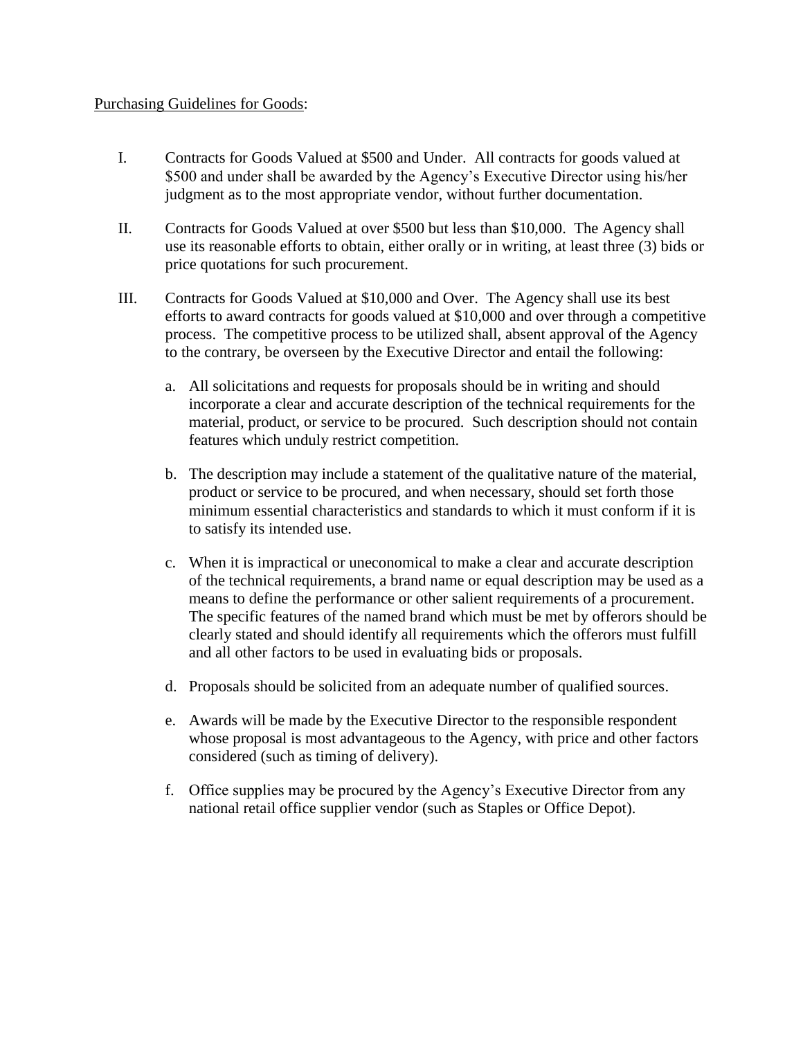Purchasing Guidelines for Goods:

I. Contracts for Goods Valued at $500 and Under. All contracts for goods valued at $500 and under shall be awarded by the Agency's Executive Director using his/her judgment as to the most appropriate vendor, without further documentation.

II. Contracts for Goods Valued at over $500 but less than $10,000. The Agency shall use its reasonable efforts to obtain, either orally or in writing, at least three (3) bids or price quotations for such procurement.

III. Contracts for Goods Valued at $10,000 and Over. The Agency shall use its best efforts to award contracts for goods valued at $10,000 and over through a competitive process. The competitive process to be utilized shall, absent approval of the Agency to the contrary, be overseen by the Executive Director and entail the following:

   a. All solicitations and requests for proposals should be in writing and should incorporate a clear and accurate description of the technical requirements for the material, product, or service to be procured. Such description should not contain features which unduly restrict competition.

   b. The description may include a statement of the qualitative nature of the material, product or service to be procured, and when necessary, should set forth those minimum essential characteristics and standards to which it must conform if it is to satisfy its intended use.

   c. When it is impractical or uneconomical to make a clear and accurate description of the technical requirements, a brand name or equal description may be used as a means to define the performance or other salient requirements of a procurement. The specific features of the named brand which must be met by offerors should be clearly stated and should identify all requirements which the offerors must fulfill and all other factors to be used in evaluating bids or proposals.

   d. Proposals should be solicited from an adequate number of qualified sources.

   e. Awards will be made by the Executive Director to the responsible respondent whose proposal is most advantageous to the Agency, with price and other factors considered (such as timing of delivery).

   f. Office supplies may be procured by the Agency's Executive Director from any national retail office supplier vendor (such as Staples or Office Depot).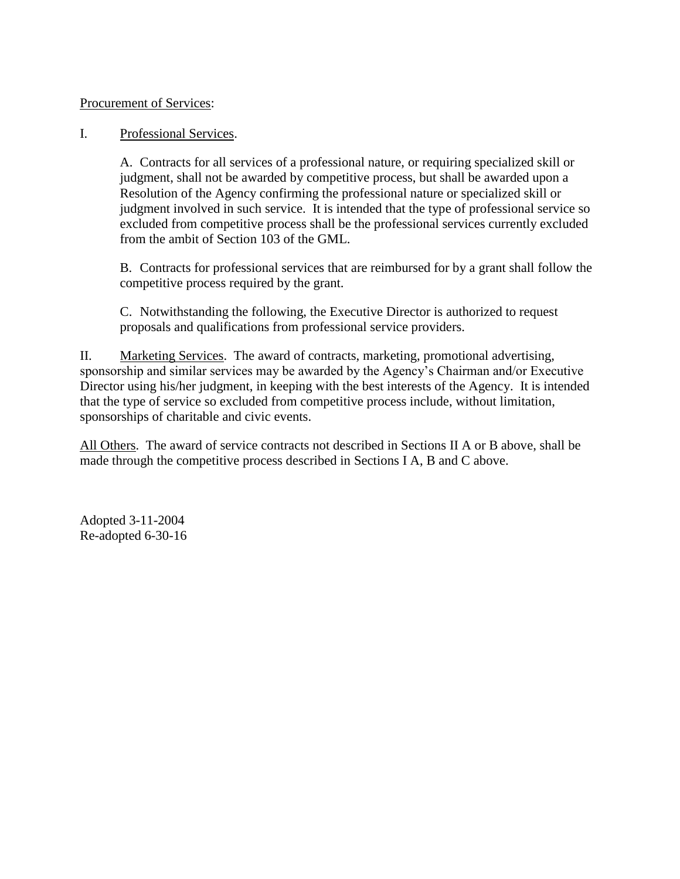<u>Procurement of Services</u>:

I. <u>Professional Services</u>.

A. Contracts for all services of a professional nature, or requiring specialized skill or judgment, shall not be awarded by competitive process, but shall be awarded upon a Resolution of the Agency confirming the professional nature or specialized skill or judgment involved in such service. It is intended that the type of professional service so excluded from competitive process shall be the professional services currently excluded from the ambit of Section 103 of the GML.

B. Contracts for professional services that are reimbursed for by a grant shall follow the competitive process required by the grant.

C. Notwithstanding the following, the Executive Director is authorized to request proposals and qualifications from professional service providers.

II. <u>Marketing Services</u>. The award of contracts, marketing, promotional advertising, sponsorship and similar services may be awarded by the Agency's Chairman and/or Executive Director using his/her judgment, in keeping with the best interests of the Agency. It is intended that the type of service so excluded from competitive process include, without limitation, sponsorships of charitable and civic events.

<u>All Others</u>. The award of service contracts not described in Sections II A or B above, shall be made through the competitive process described in Sections I A, B and C above.

Adopted 3-11-2004
Re-adopted 6-30-16